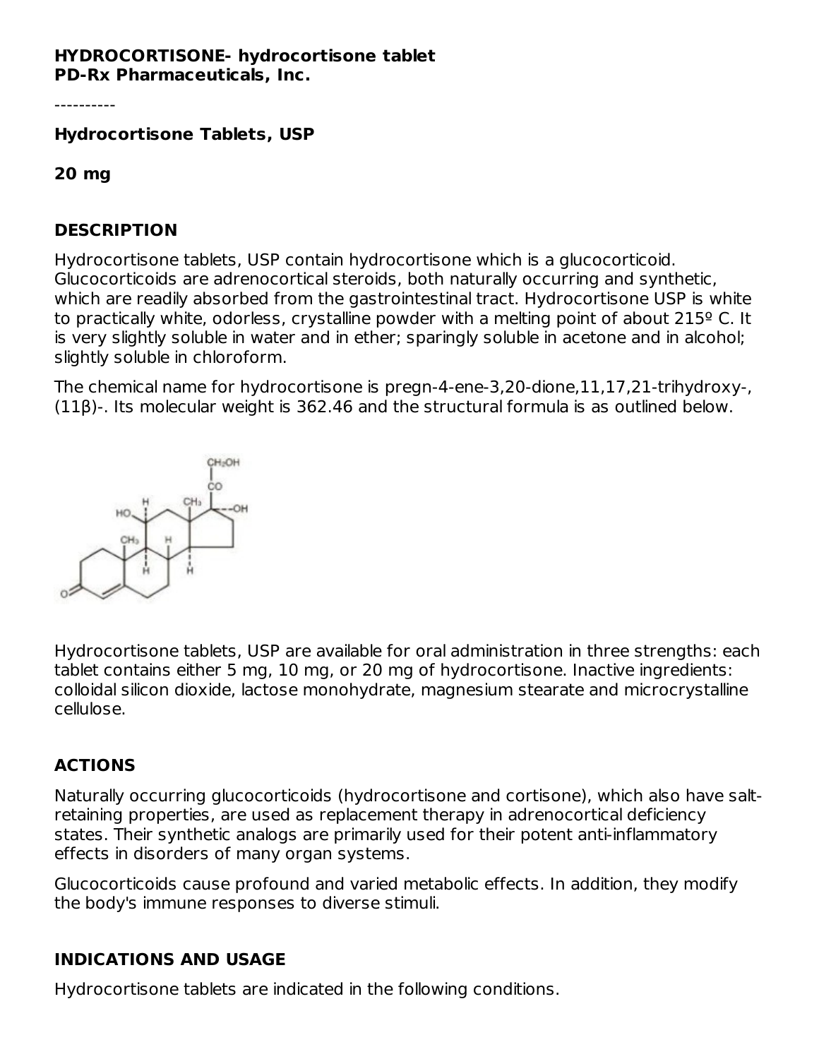**HYDROCORTISONE- hydrocortisone tablet**
**PD-Rx Pharmaceuticals, Inc.**

----------

**Hydrocortisone Tablets, USP**

**20 mg**

## DESCRIPTION

Hydrocortisone tablets, USP contain hydrocortisone which is a glucocorticoid. Glucocorticoids are adrenocortical steroids, both naturally occurring and synthetic, which are readily absorbed from the gastrointestinal tract. Hydrocortisone USP is white to practically white, odorless, crystalline powder with a melting point of about 215º C. It is very slightly soluble in water and in ether; sparingly soluble in acetone and in alcohol; slightly soluble in chloroform.

The chemical name for hydrocortisone is pregn-4-ene-3,20-dione,11,17,21-trihydroxy-, (11β)-. Its molecular weight is 362.46 and the structural formula is as outlined below.

Hydrocortisone tablets, USP are available for oral administration in three strengths: each tablet contains either 5 mg, 10 mg, or 20 mg of hydrocortisone. Inactive ingredients: colloidal silicon dioxide, lactose monohydrate, magnesium stearate and microcrystalline cellulose.

## ACTIONS

Naturally occurring glucocorticoids (hydrocortisone and cortisone), which also have salt-retaining properties, are used as replacement therapy in adrenocortical deficiency states. Their synthetic analogs are primarily used for their potent anti-inflammatory effects in disorders of many organ systems.

Glucocorticoids cause profound and varied metabolic effects. In addition, they modify the body's immune responses to diverse stimuli.

## INDICATIONS AND USAGE

Hydrocortisone tablets are indicated in the following conditions.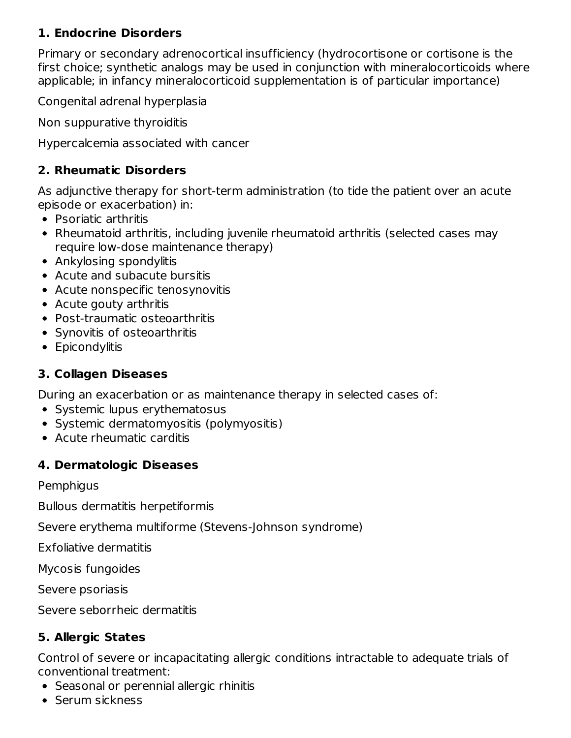### 1. Endocrine Disorders

Primary or secondary adrenocortical insufficiency (hydrocortisone or cortisone is the first choice; synthetic analogs may be used in conjunction with mineralocorticoids where applicable; in infancy mineralocorticoid supplementation is of particular importance)

Congenital adrenal hyperplasia

Non suppurative thyroiditis

Hypercalcemia associated with cancer

### 2. Rheumatic Disorders

As adjunctive therapy for short-term administration (to tide the patient over an acute episode or exacerbation) in:

- Psoriatic arthritis
- Rheumatoid arthritis, including juvenile rheumatoid arthritis (selected cases may require low-dose maintenance therapy)
- Ankylosing spondylitis
- Acute and subacute bursitis
- Acute nonspecific tenosynovitis
- Acute gouty arthritis
- Post-traumatic osteoarthritis
- Synovitis of osteoarthritis
- Epicondylitis

### 3. Collagen Diseases

During an exacerbation or as maintenance therapy in selected cases of:

- Systemic lupus erythematosus
- Systemic dermatomyositis (polymyositis)
- Acute rheumatic carditis

### 4. Dermatologic Diseases

Pemphigus

Bullous dermatitis herpetiformis

Severe erythema multiforme (Stevens-Johnson syndrome)

Exfoliative dermatitis

Mycosis fungoides

Severe psoriasis

Severe seborrheic dermatitis

### 5. Allergic States

Control of severe or incapacitating allergic conditions intractable to adequate trials of conventional treatment:

- Seasonal or perennial allergic rhinitis
- Serum sickness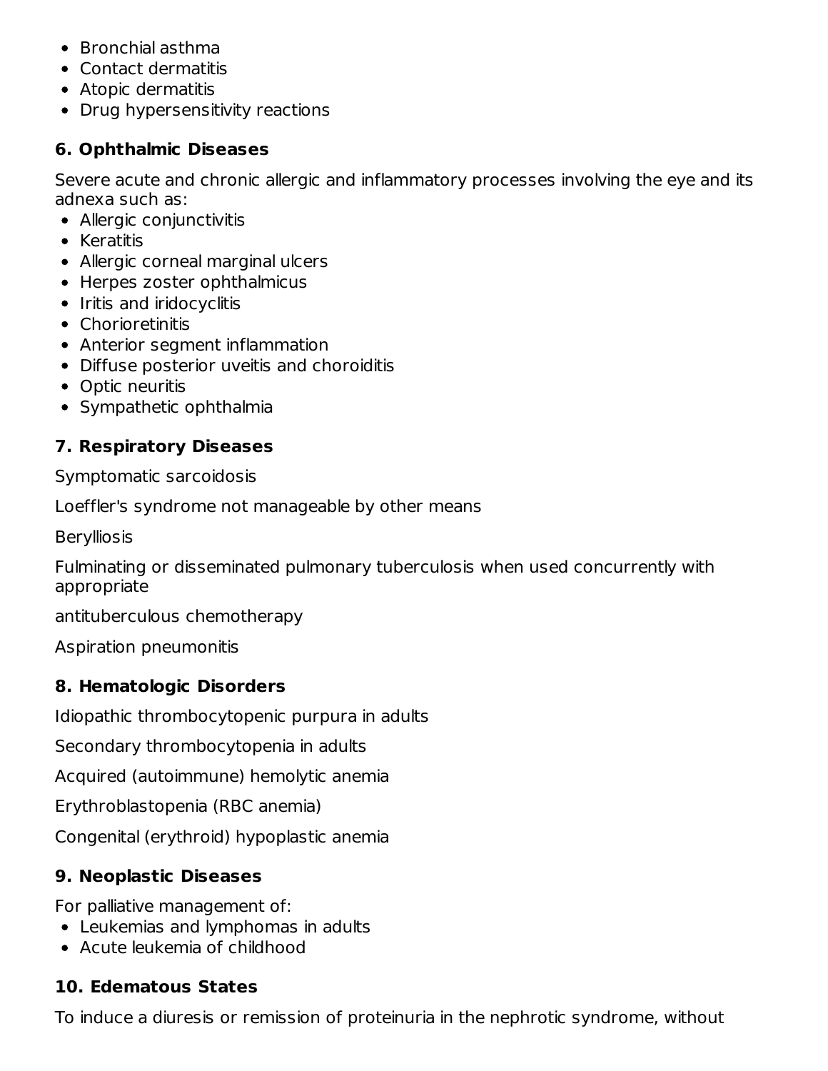- Bronchial asthma
- Contact dermatitis
- Atopic dermatitis
- Drug hypersensitivity reactions

### 6. Ophthalmic Diseases

Severe acute and chronic allergic and inflammatory processes involving the eye and its adnexa such as:

- Allergic conjunctivitis
- Keratitis
- Allergic corneal marginal ulcers
- Herpes zoster ophthalmicus
- Iritis and iridocyclitis
- Chorioretinitis
- Anterior segment inflammation
- Diffuse posterior uveitis and choroiditis
- Optic neuritis
- Sympathetic ophthalmia

### 7. Respiratory Diseases

Symptomatic sarcoidosis

Loeffler's syndrome not manageable by other means

Berylliosis

Fulminating or disseminated pulmonary tuberculosis when used concurrently with appropriate

antituberculous chemotherapy

Aspiration pneumonitis

### 8. Hematologic Disorders

Idiopathic thrombocytopenic purpura in adults

Secondary thrombocytopenia in adults

Acquired (autoimmune) hemolytic anemia

Erythroblastopenia (RBC anemia)

Congenital (erythroid) hypoplastic anemia

### 9. Neoplastic Diseases

For palliative management of:

- Leukemias and lymphomas in adults
- Acute leukemia of childhood

### 10. Edematous States

To induce a diuresis or remission of proteinuria in the nephrotic syndrome, without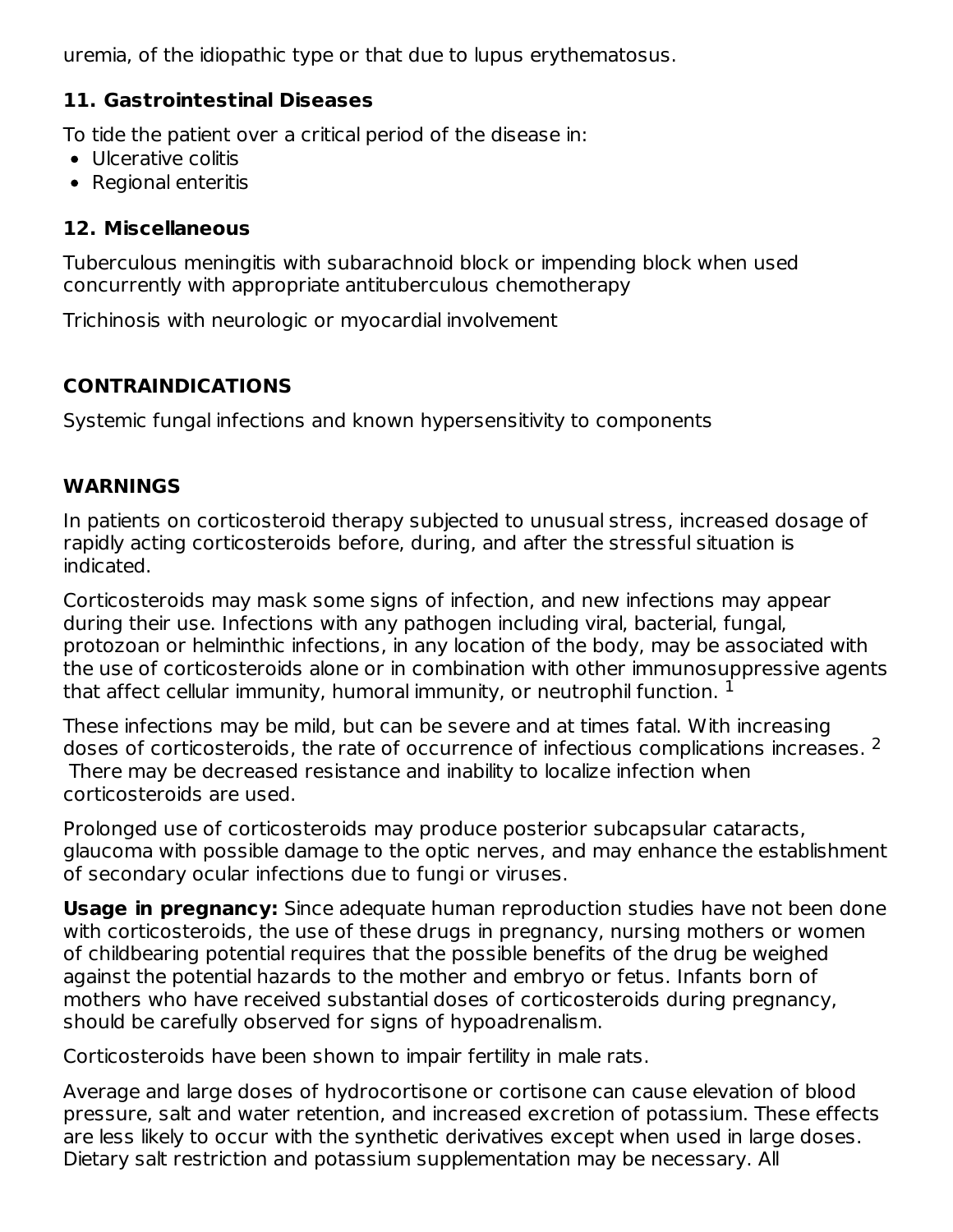uremia, of the idiopathic type or that due to lupus erythematosus.

### 11. Gastrointestinal Diseases

To tide the patient over a critical period of the disease in:

- Ulcerative colitis
- Regional enteritis

### 12. Miscellaneous

Tuberculous meningitis with subarachnoid block or impending block when used concurrently with appropriate antituberculous chemotherapy

Trichinosis with neurologic or myocardial involvement

## CONTRAINDICATIONS

Systemic fungal infections and known hypersensitivity to components

## WARNINGS

In patients on corticosteroid therapy subjected to unusual stress, increased dosage of rapidly acting corticosteroids before, during, and after the stressful situation is indicated.

Corticosteroids may mask some signs of infection, and new infections may appear during their use. Infections with any pathogen including viral, bacterial, fungal, protozoan or helminthic infections, in any location of the body, may be associated with the use of corticosteroids alone or in combination with other immunosuppressive agents that affect cellular immunity, humoral immunity, or neutrophil function. [1]

These infections may be mild, but can be severe and at times fatal. With increasing doses of corticosteroids, the rate of occurrence of infectious complications increases. [2] There may be decreased resistance and inability to localize infection when corticosteroids are used.

Prolonged use of corticosteroids may produce posterior subcapsular cataracts, glaucoma with possible damage to the optic nerves, and may enhance the establishment of secondary ocular infections due to fungi or viruses.

**Usage in pregnancy:** Since adequate human reproduction studies have not been done with corticosteroids, the use of these drugs in pregnancy, nursing mothers or women of childbearing potential requires that the possible benefits of the drug be weighed against the potential hazards to the mother and embryo or fetus. Infants born of mothers who have received substantial doses of corticosteroids during pregnancy, should be carefully observed for signs of hypoadrenalism.

Corticosteroids have been shown to impair fertility in male rats.

Average and large doses of hydrocortisone or cortisone can cause elevation of blood pressure, salt and water retention, and increased excretion of potassium. These effects are less likely to occur with the synthetic derivatives except when used in large doses. Dietary salt restriction and potassium supplementation may be necessary. All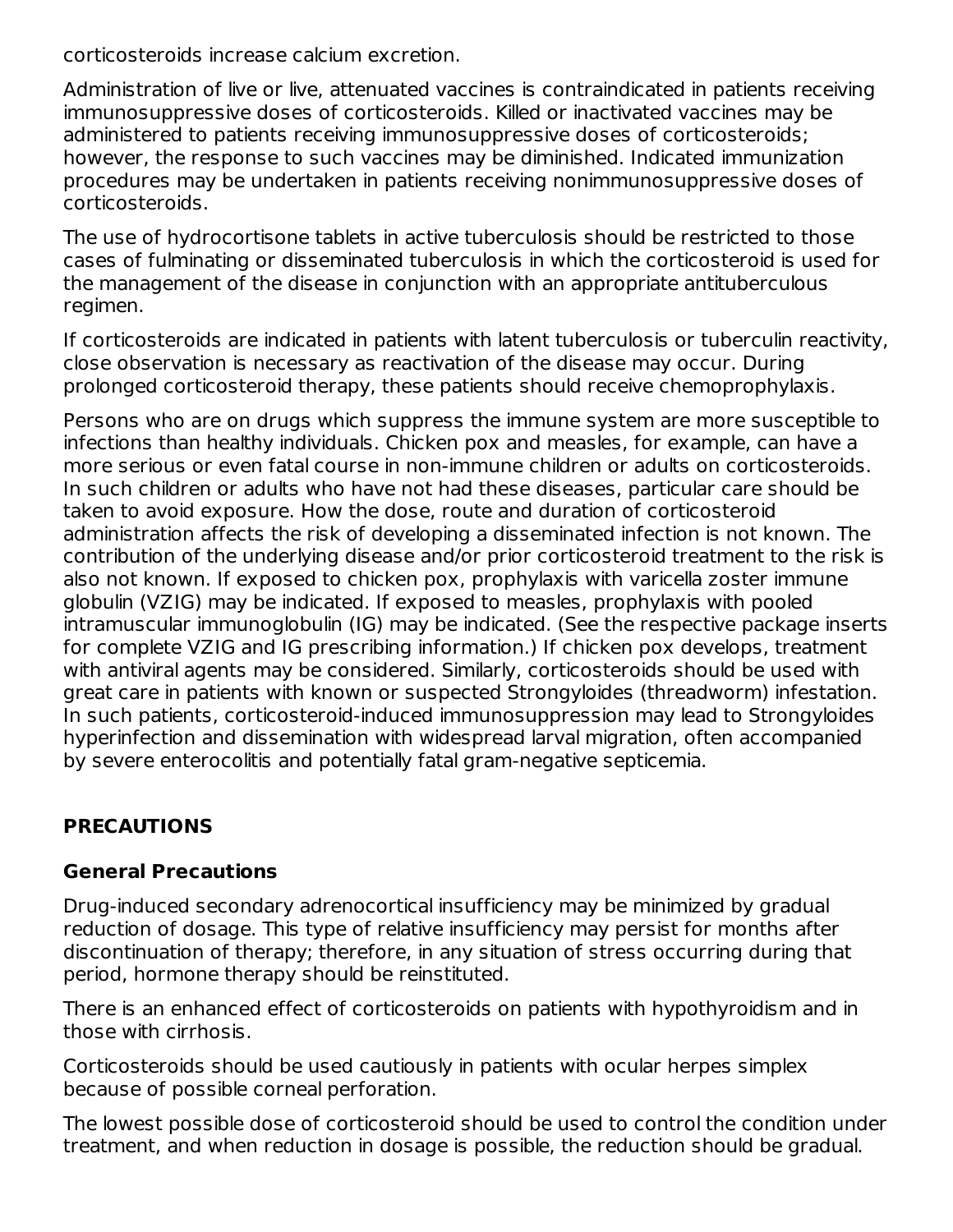corticosteroids increase calcium excretion.

Administration of live or live, attenuated vaccines is contraindicated in patients receiving immunosuppressive doses of corticosteroids. Killed or inactivated vaccines may be administered to patients receiving immunosuppressive doses of corticosteroids; however, the response to such vaccines may be diminished. Indicated immunization procedures may be undertaken in patients receiving nonimmunosuppressive doses of corticosteroids.

The use of hydrocortisone tablets in active tuberculosis should be restricted to those cases of fulminating or disseminated tuberculosis in which the corticosteroid is used for the management of the disease in conjunction with an appropriate antituberculous regimen.

If corticosteroids are indicated in patients with latent tuberculosis or tuberculin reactivity, close observation is necessary as reactivation of the disease may occur. During prolonged corticosteroid therapy, these patients should receive chemoprophylaxis.

Persons who are on drugs which suppress the immune system are more susceptible to infections than healthy individuals. Chicken pox and measles, for example, can have a more serious or even fatal course in non-immune children or adults on corticosteroids. In such children or adults who have not had these diseases, particular care should be taken to avoid exposure. How the dose, route and duration of corticosteroid administration affects the risk of developing a disseminated infection is not known. The contribution of the underlying disease and/or prior corticosteroid treatment to the risk is also not known. If exposed to chicken pox, prophylaxis with varicella zoster immune globulin (VZIG) may be indicated. If exposed to measles, prophylaxis with pooled intramuscular immunoglobulin (IG) may be indicated. (See the respective package inserts for complete VZIG and IG prescribing information.) If chicken pox develops, treatment with antiviral agents may be considered. Similarly, corticosteroids should be used with great care in patients with known or suspected Strongyloides (threadworm) infestation. In such patients, corticosteroid-induced immunosuppression may lead to Strongyloides hyperinfection and dissemination with widespread larval migration, often accompanied by severe enterocolitis and potentially fatal gram-negative septicemia.

## PRECAUTIONS

### General Precautions

Drug-induced secondary adrenocortical insufficiency may be minimized by gradual reduction of dosage. This type of relative insufficiency may persist for months after discontinuation of therapy; therefore, in any situation of stress occurring during that period, hormone therapy should be reinstituted.

There is an enhanced effect of corticosteroids on patients with hypothyroidism and in those with cirrhosis.

Corticosteroids should be used cautiously in patients with ocular herpes simplex because of possible corneal perforation.

The lowest possible dose of corticosteroid should be used to control the condition under treatment, and when reduction in dosage is possible, the reduction should be gradual.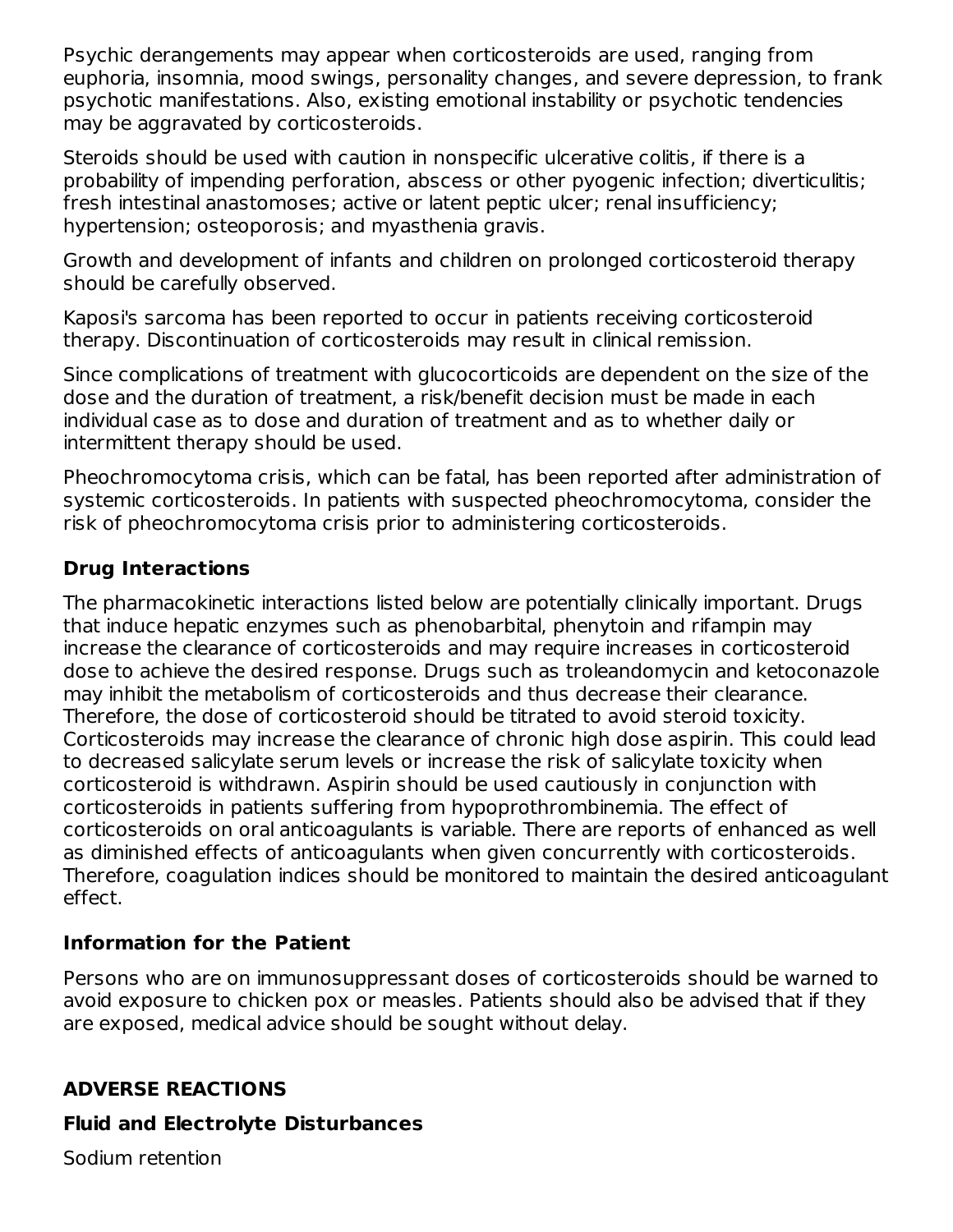Psychic derangements may appear when corticosteroids are used, ranging from euphoria, insomnia, mood swings, personality changes, and severe depression, to frank psychotic manifestations. Also, existing emotional instability or psychotic tendencies may be aggravated by corticosteroids.

Steroids should be used with caution in nonspecific ulcerative colitis, if there is a probability of impending perforation, abscess or other pyogenic infection; diverticulitis; fresh intestinal anastomoses; active or latent peptic ulcer; renal insufficiency; hypertension; osteoporosis; and myasthenia gravis.

Growth and development of infants and children on prolonged corticosteroid therapy should be carefully observed.

Kaposi's sarcoma has been reported to occur in patients receiving corticosteroid therapy. Discontinuation of corticosteroids may result in clinical remission.

Since complications of treatment with glucocorticoids are dependent on the size of the dose and the duration of treatment, a risk/benefit decision must be made in each individual case as to dose and duration of treatment and as to whether daily or intermittent therapy should be used.

Pheochromocytoma crisis, which can be fatal, has been reported after administration of systemic corticosteroids. In patients with suspected pheochromocytoma, consider the risk of pheochromocytoma crisis prior to administering corticosteroids.

### Drug Interactions

The pharmacokinetic interactions listed below are potentially clinically important. Drugs that induce hepatic enzymes such as phenobarbital, phenytoin and rifampin may increase the clearance of corticosteroids and may require increases in corticosteroid dose to achieve the desired response. Drugs such as troleandomycin and ketoconazole may inhibit the metabolism of corticosteroids and thus decrease their clearance. Therefore, the dose of corticosteroid should be titrated to avoid steroid toxicity. Corticosteroids may increase the clearance of chronic high dose aspirin. This could lead to decreased salicylate serum levels or increase the risk of salicylate toxicity when corticosteroid is withdrawn. Aspirin should be used cautiously in conjunction with corticosteroids in patients suffering from hypoprothrombinemia. The effect of corticosteroids on oral anticoagulants is variable. There are reports of enhanced as well as diminished effects of anticoagulants when given concurrently with corticosteroids. Therefore, coagulation indices should be monitored to maintain the desired anticoagulant effect.

### Information for the Patient

Persons who are on immunosuppressant doses of corticosteroids should be warned to avoid exposure to chicken pox or measles. Patients should also be advised that if they are exposed, medical advice should be sought without delay.

## ADVERSE REACTIONS

### Fluid and Electrolyte Disturbances

Sodium retention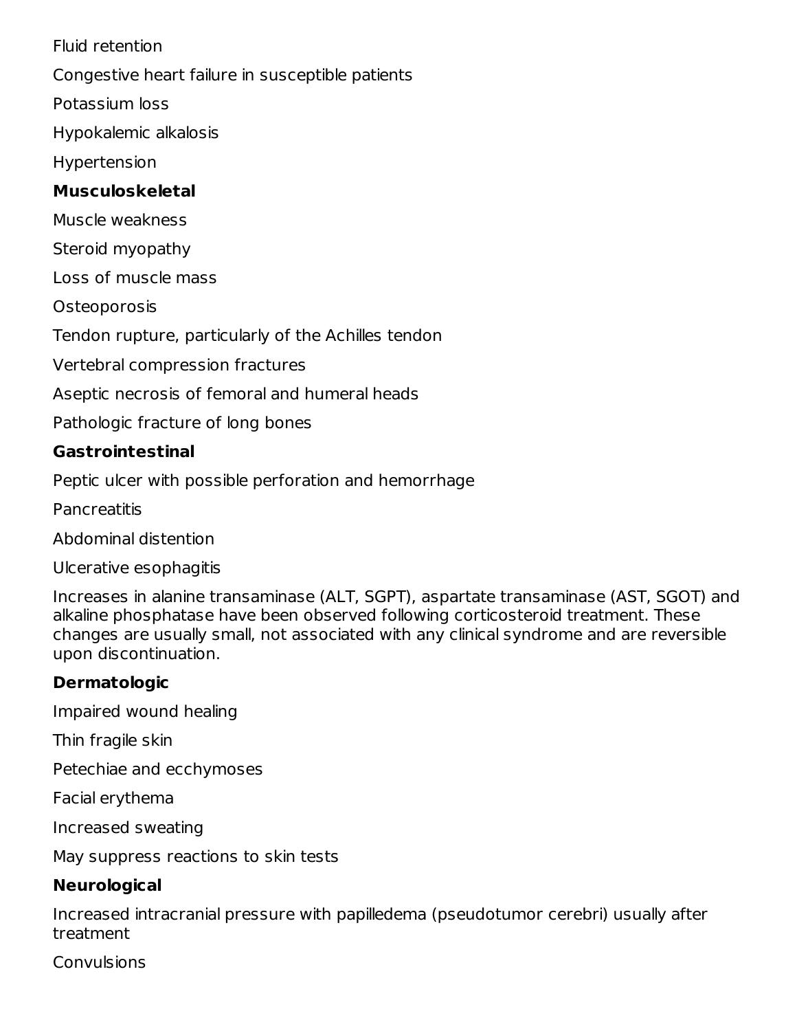Fluid retention

Congestive heart failure in susceptible patients

Potassium loss

Hypokalemic alkalosis

Hypertension

**Musculoskeletal**

Muscle weakness

Steroid myopathy

Loss of muscle mass

Osteoporosis

Tendon rupture, particularly of the Achilles tendon

Vertebral compression fractures

Aseptic necrosis of femoral and humeral heads

Pathologic fracture of long bones

**Gastrointestinal**

Peptic ulcer with possible perforation and hemorrhage

Pancreatitis

Abdominal distention

Ulcerative esophagitis

Increases in alanine transaminase (ALT, SGPT), aspartate transaminase (AST, SGOT) and alkaline phosphatase have been observed following corticosteroid treatment. These changes are usually small, not associated with any clinical syndrome and are reversible upon discontinuation.

**Dermatologic**

Impaired wound healing

Thin fragile skin

Petechiae and ecchymoses

Facial erythema

Increased sweating

May suppress reactions to skin tests

**Neurological**

Increased intracranial pressure with papilledema (pseudotumor cerebri) usually after treatment

Convulsions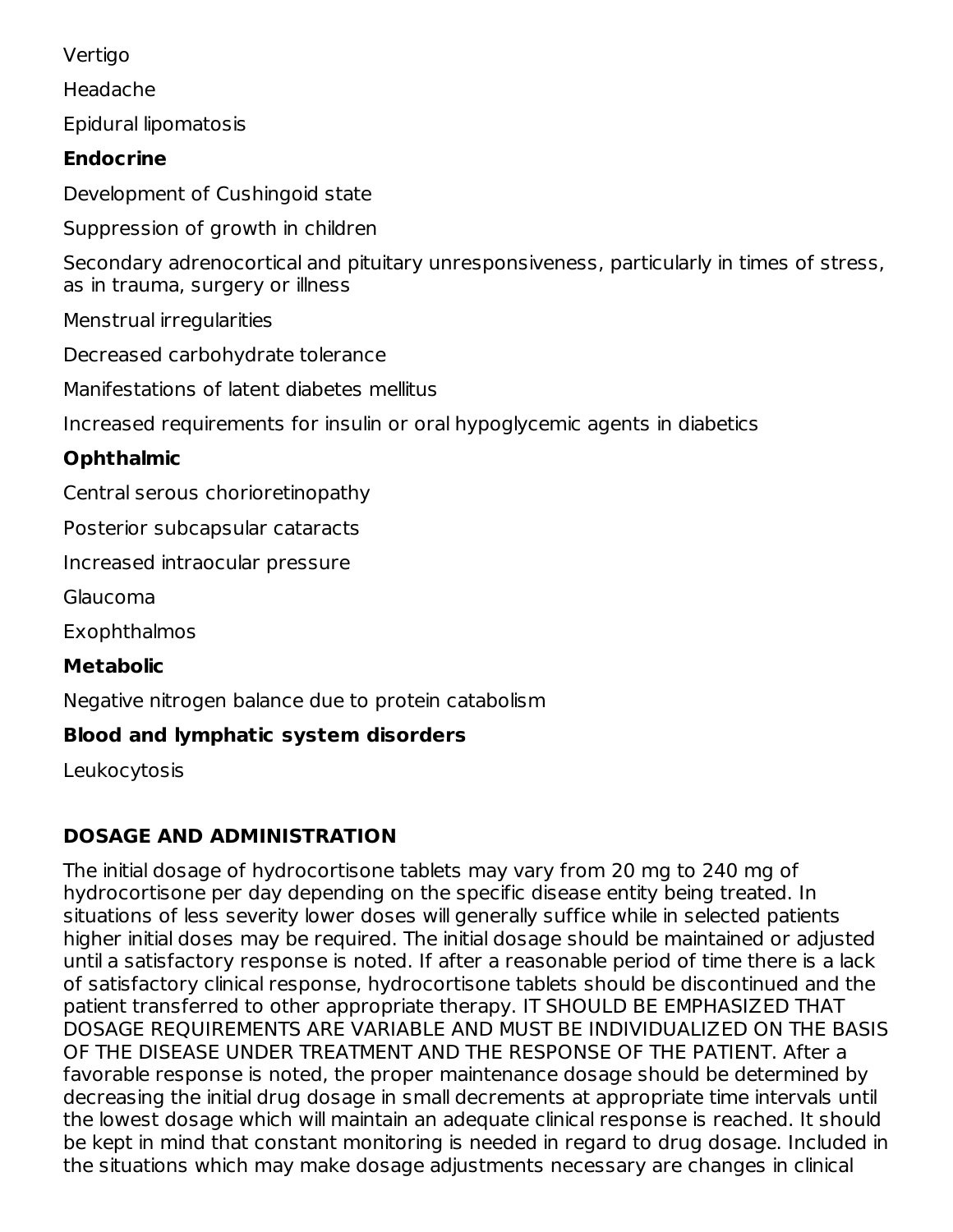Vertigo

Headache

Epidural lipomatosis

**Endocrine**

Development of Cushingoid state

Suppression of growth in children

Secondary adrenocortical and pituitary unresponsiveness, particularly in times of stress, as in trauma, surgery or illness

Menstrual irregularities

Decreased carbohydrate tolerance

Manifestations of latent diabetes mellitus

Increased requirements for insulin or oral hypoglycemic agents in diabetics

**Ophthalmic**

Central serous chorioretinopathy

Posterior subcapsular cataracts

Increased intraocular pressure

Glaucoma

Exophthalmos

**Metabolic**

Negative nitrogen balance due to protein catabolism

**Blood and lymphatic system disorders**

Leukocytosis

## DOSAGE AND ADMINISTRATION

The initial dosage of hydrocortisone tablets may vary from 20 mg to 240 mg of hydrocortisone per day depending on the specific disease entity being treated. In situations of less severity lower doses will generally suffice while in selected patients higher initial doses may be required. The initial dosage should be maintained or adjusted until a satisfactory response is noted. If after a reasonable period of time there is a lack of satisfactory clinical response, hydrocortisone tablets should be discontinued and the patient transferred to other appropriate therapy. IT SHOULD BE EMPHASIZED THAT DOSAGE REQUIREMENTS ARE VARIABLE AND MUST BE INDIVIDUALIZED ON THE BASIS OF THE DISEASE UNDER TREATMENT AND THE RESPONSE OF THE PATIENT. After a favorable response is noted, the proper maintenance dosage should be determined by decreasing the initial drug dosage in small decrements at appropriate time intervals until the lowest dosage which will maintain an adequate clinical response is reached. It should be kept in mind that constant monitoring is needed in regard to drug dosage. Included in the situations which may make dosage adjustments necessary are changes in clinical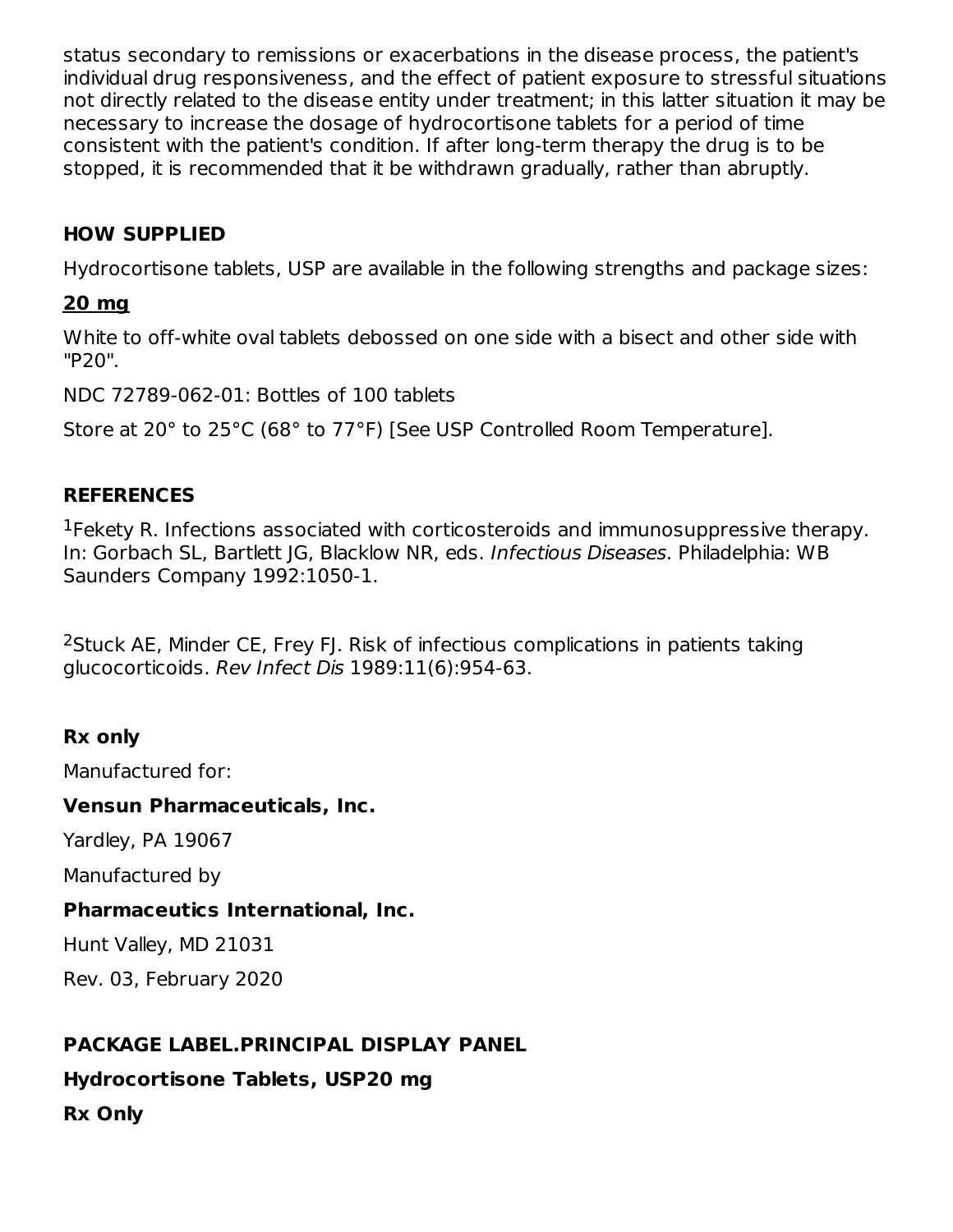status secondary to remissions or exacerbations in the disease process, the patient's individual drug responsiveness, and the effect of patient exposure to stressful situations not directly related to the disease entity under treatment; in this latter situation it may be necessary to increase the dosage of hydrocortisone tablets for a period of time consistent with the patient's condition. If after long-term therapy the drug is to be stopped, it is recommended that it be withdrawn gradually, rather than abruptly.

## HOW SUPPLIED

Hydrocortisone tablets, USP are available in the following strengths and package sizes:

**20 mg**

White to off-white oval tablets debossed on one side with a bisect and other side with "P20".

NDC 72789-062-01: Bottles of 100 tablets

Store at 20° to 25°C (68° to 77°F) [See USP Controlled Room Temperature].

## REFERENCES

[1]Fekety R. Infections associated with corticosteroids and immunosuppressive therapy. In: Gorbach SL, Bartlett JG, Blacklow NR, eds. *Infectious Diseases*. Philadelphia: WB Saunders Company 1992:1050-1.

[2]Stuck AE, Minder CE, Frey FJ. Risk of infectious complications in patients taking glucocorticoids. *Rev Infect Dis* 1989:11(6):954-63.

**Rx only**

Manufactured for:

**Vensun Pharmaceuticals, Inc.**

Yardley, PA 19067

Manufactured by

**Pharmaceutics International, Inc.**

Hunt Valley, MD 21031

Rev. 03, February 2020

## PACKAGE LABEL.PRINCIPAL DISPLAY PANEL

**Hydrocortisone Tablets, USP20 mg**

**Rx Only**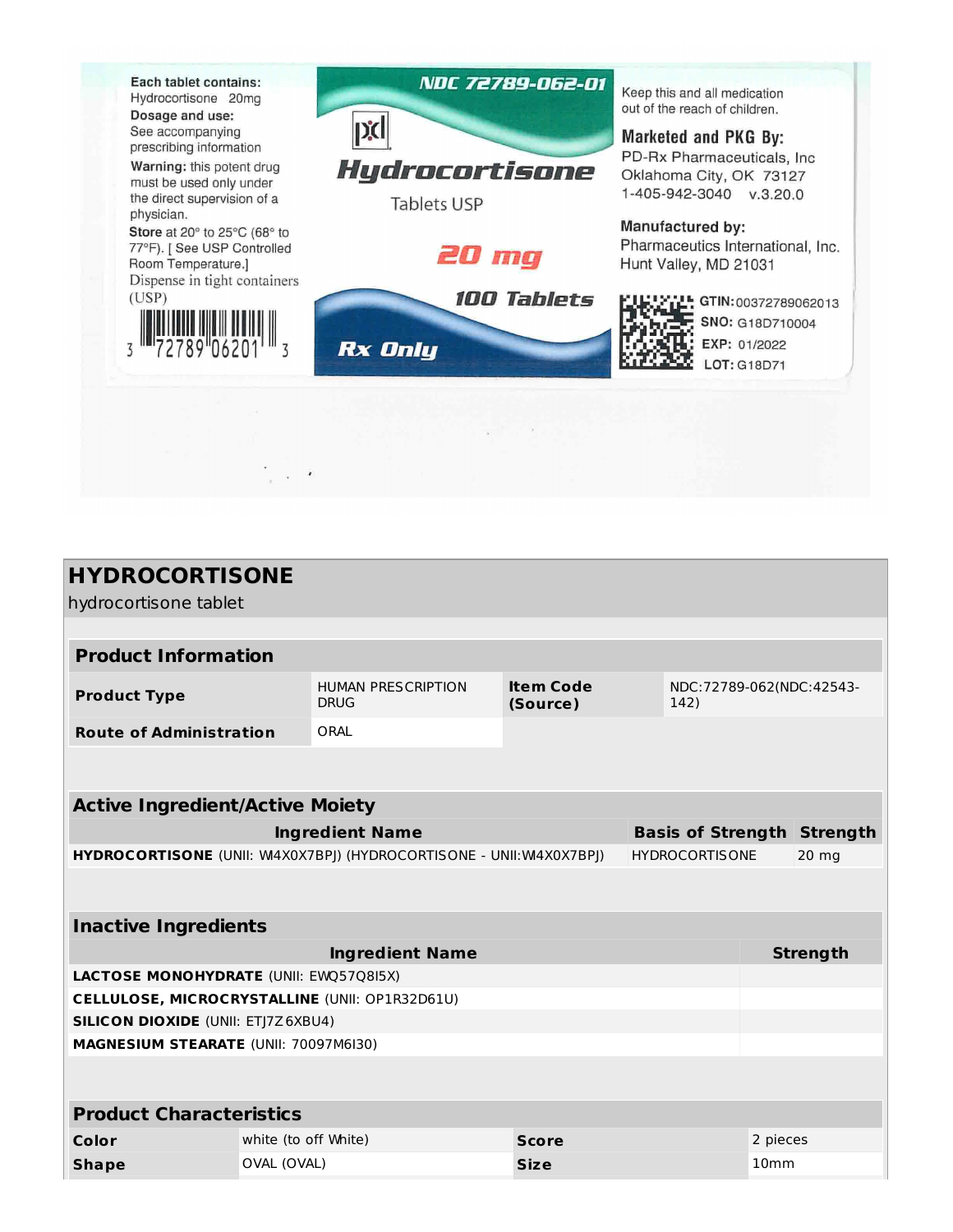Each tablet contains:
Hydrocortisone 20mg

Dosage and use:
See accompanying prescribing information

Warning: this potent drug must be used only under the direct supervision of a physician.

Store at 20° to 25°C (68° to 77°F). [ See USP Controlled Room Temperature.]
Dispense in tight containers (USP)

3 72789 06201 3

NDC 72789-062-01

pd

**Hydrocortisone**

Tablets USP

**20 mg**

**100 Tablets**

**Rx Only**

Keep this and all medication out of the reach of children.

**Marketed and PKG By:**
PD-Rx Pharmaceuticals, Inc
Oklahoma City, OK 73127
1-405-942-3040 v.3.20.0

**Manufactured by:**
Pharmaceutics International, Inc.
Hunt Valley, MD 21031

GTIN: 00372789062013
SNO: G18D710004
EXP: 01/2022
LOT: G18D71

# HYDROCORTISONE

hydrocortisone tablet

| Product Information | | | |
|---|---|---|---|
| **Product Type** | HUMAN PRESCRIPTION DRUG | **Item Code (Source)** | NDC:72789-062(NDC:42543-142) |
| **Route of Administration** | ORAL | | |

| Active Ingredient/Active Moiety | | |
|---|---|---|
| **Ingredient Name** | **Basis of Strength** | **Strength** |
| **HYDROCORTISONE** (UNII: W4X0X7BPJ) (HYDROCORTISONE - UNII:W4X0X7BPJ) | HYDROCORTISONE | 20 mg |

| Inactive Ingredients | |
|---|---|
| **Ingredient Name** | **Strength** |
| **LACTOSE MONOHYDRATE** (UNII: EWQ57Q8I5X) | |
| **CELLULOSE, MICROCRYSTALLINE** (UNII: OP1R32D61U) | |
| **SILICON DIOXIDE** (UNII: ETJ7Z6XBU4) | |
| **MAGNESIUM STEARATE** (UNII: 70097M6I30) | |

| Product Characteristics | | | |
|---|---|---|---|
| **Color** | white (to off White) | **Score** | 2 pieces |
| **Shape** | OVAL (OVAL) | **Size** | 10mm |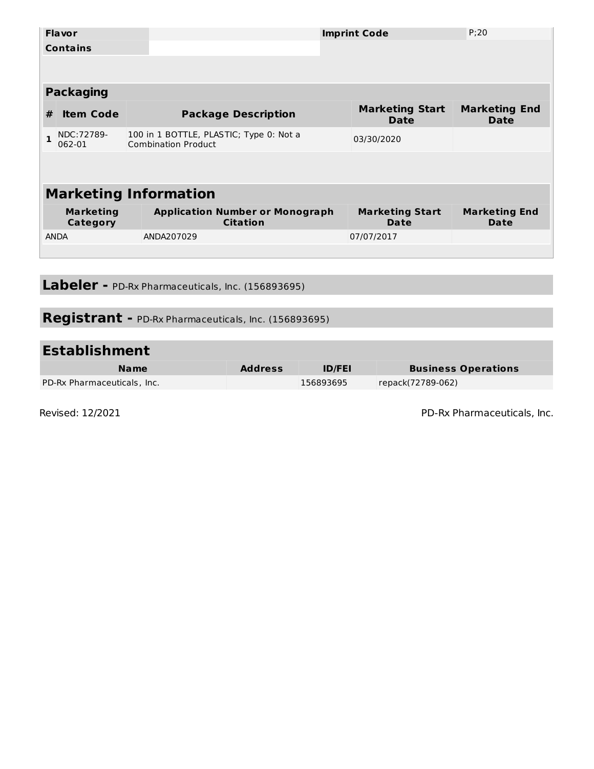| | | | |
|---|---|---|---|
| **Flavor** | | **Imprint Code** | P;20 |
| **Contains** | | | |

**Packaging**

| # | Item Code | Package Description | Marketing Start Date | Marketing End Date |
|---|---|---|---|---|
| 1 | NDC:72789-062-01 | 100 in 1 BOTTLE, PLASTIC; Type 0: Not a Combination Product | 03/30/2020 | |

**Marketing Information**

| Marketing Category | Application Number or Monograph Citation | Marketing Start Date | Marketing End Date |
|---|---|---|---|
| ANDA | ANDA207029 | 07/07/2017 | |

## Labeler - PD-Rx Pharmaceuticals, Inc. (156893695)

## Registrant - PD-Rx Pharmaceuticals, Inc. (156893695)

## Establishment

| Name | Address | ID/FEI | Business Operations |
|---|---|---|---|
| PD-Rx Pharmaceuticals, Inc. | | 156893695 | repack(72789-062) |

Revised: 12/2021

PD-Rx Pharmaceuticals, Inc.